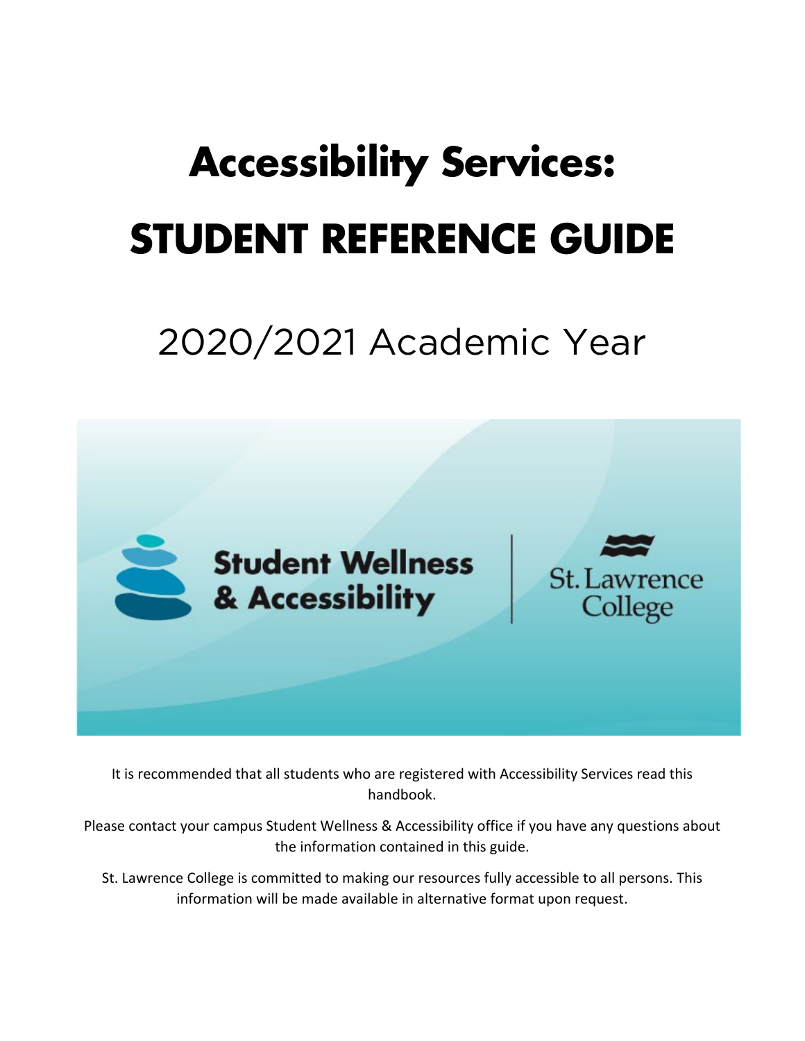# Accessibility Services:

# STUDENT REFERENCE GUIDE

## 2020/2021 Academic Year

Student Wellness & Accessibility | St. Lawrence College

It is recommended that all students who are registered with Accessibility Services read this handbook.

Please contact your campus Student Wellness & Accessibility office if you have any questions about the information contained in this guide.

St. Lawrence College is committed to making our resources fully accessible to all persons. This information will be made available in alternative format upon request.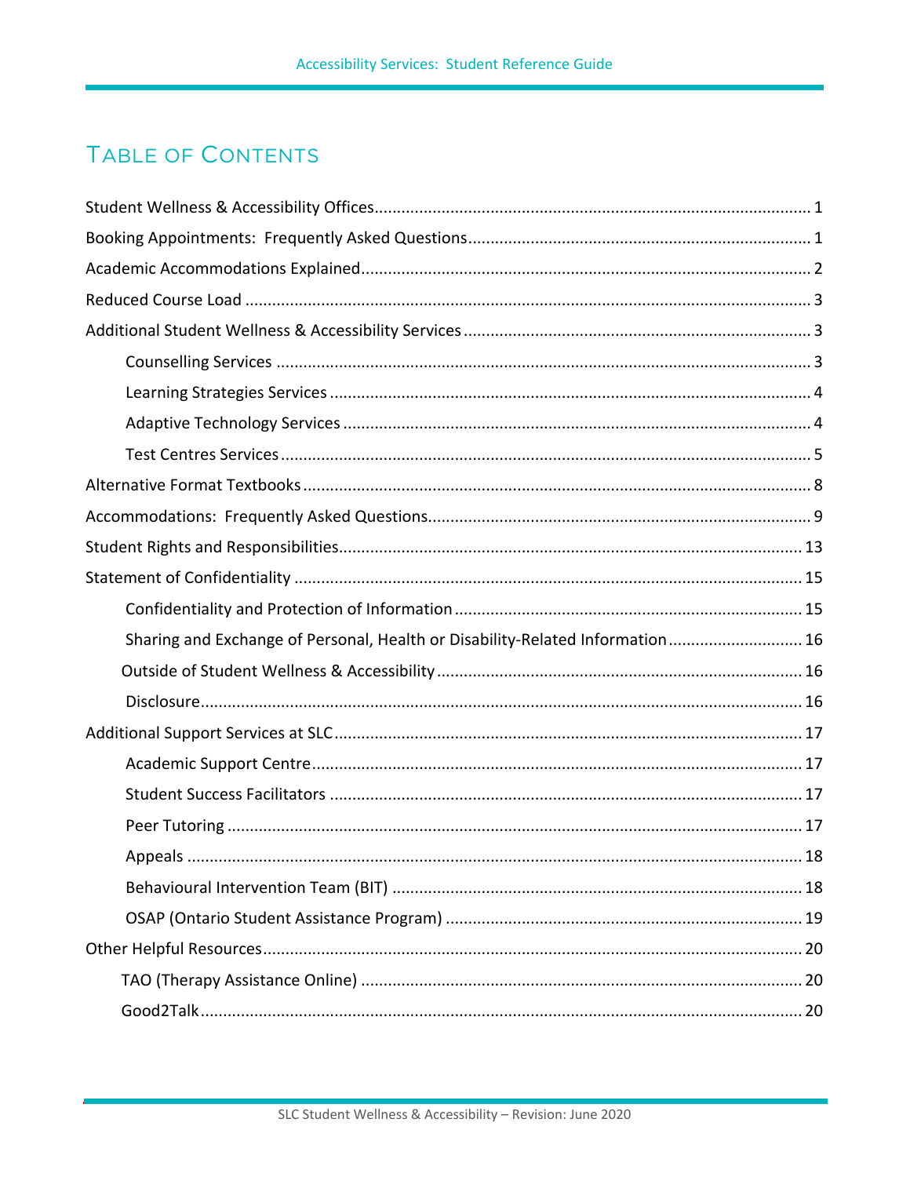# Table of Contents

- Student Wellness & Accessibility Offices ..... 1
- Booking Appointments: Frequently Asked Questions ..... 1
- Academic Accommodations Explained ..... 2
- Reduced Course Load ..... 3
- Additional Student Wellness & Accessibility Services ..... 3
    - Counselling Services ..... 3
    - Learning Strategies Services ..... 4
    - Adaptive Technology Services ..... 4
    - Test Centres Services ..... 5
- Alternative Format Textbooks ..... 8
- Accommodations: Frequently Asked Questions ..... 9
- Student Rights and Responsibilities ..... 13
- Statement of Confidentiality ..... 15
    - Confidentiality and Protection of Information ..... 15
    - Sharing and Exchange of Personal, Health or Disability-Related Information ..... 16
    - Outside of Student Wellness & Accessibility ..... 16
    - Disclosure ..... 16
- Additional Support Services at SLC ..... 17
    - Academic Support Centre ..... 17
    - Student Success Facilitators ..... 17
    - Peer Tutoring ..... 17
    - Appeals ..... 18
    - Behavioural Intervention Team (BIT) ..... 18
    - OSAP (Ontario Student Assistance Program) ..... 19
- Other Helpful Resources ..... 20
    - TAO (Therapy Assistance Online) ..... 20
    - Good2Talk ..... 20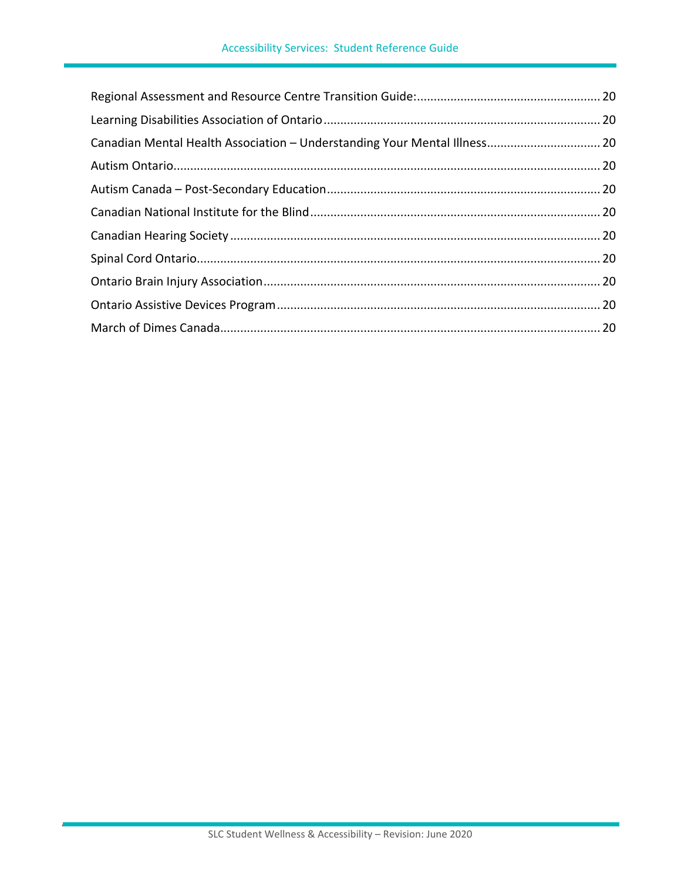Regional Assessment and Resource Centre Transition Guide:........................................................ 20

Learning Disabilities Association of Ontario.................................................................................... 20

Canadian Mental Health Association – Understanding Your Mental Illness.................................. 20

Autism Ontario................................................................................................................................ 20

Autism Canada – Post-Secondary Education.................................................................................. 20

Canadian National Institute for the Blind....................................................................................... 20

Canadian Hearing Society............................................................................................................... 20

Spinal Cord Ontario......................................................................................................................... 20

Ontario Brain Injury Association..................................................................................................... 20

Ontario Assistive Devices Program................................................................................................. 20

March of Dimes Canada.................................................................................................................. 20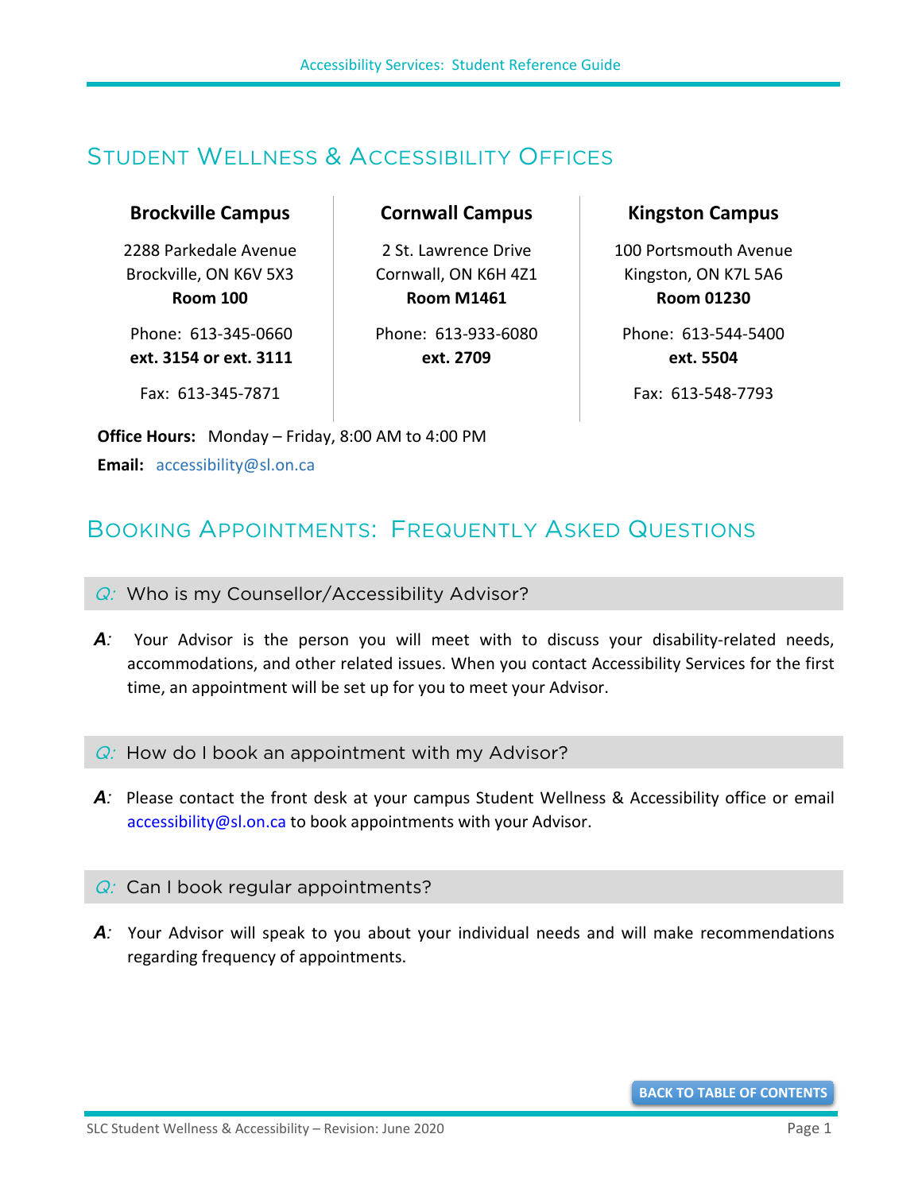## Student Wellness & Accessibility Offices

| Brockville Campus | Cornwall Campus | Kingston Campus |
|---|---|---|
| 2288 Parkedale Avenue<br>Brockville, ON K6V 5X3<br>**Room 100** | 2 St. Lawrence Drive<br>Cornwall, ON K6H 4Z1<br>**Room M1461** | 100 Portsmouth Avenue<br>Kingston, ON K7L 5A6<br>**Room 01230** |
| Phone: 613-345-0660<br>**ext. 3154 or ext. 3111** | Phone: 613-933-6080<br>**ext. 2709** | Phone: 613-544-5400<br>**ext. 5504** |
| Fax: 613-345-7871 | | Fax: 613-548-7793 |

**Office Hours:** Monday – Friday, 8:00 AM to 4:00 PM

**Email:** accessibility@sl.on.ca

## Booking Appointments: Frequently Asked Questions

### *Q:* Who is my Counsellor/Accessibility Advisor?

***A:*** Your Advisor is the person you will meet with to discuss your disability-related needs, accommodations, and other related issues. When you contact Accessibility Services for the first time, an appointment will be set up for you to meet your Advisor.

### *Q:* How do I book an appointment with my Advisor?

***A:*** Please contact the front desk at your campus Student Wellness & Accessibility office or email accessibility@sl.on.ca to book appointments with your Advisor.

### *Q:* Can I book regular appointments?

***A:*** Your Advisor will speak to you about your individual needs and will make recommendations regarding frequency of appointments.

BACK TO TABLE OF CONTENTS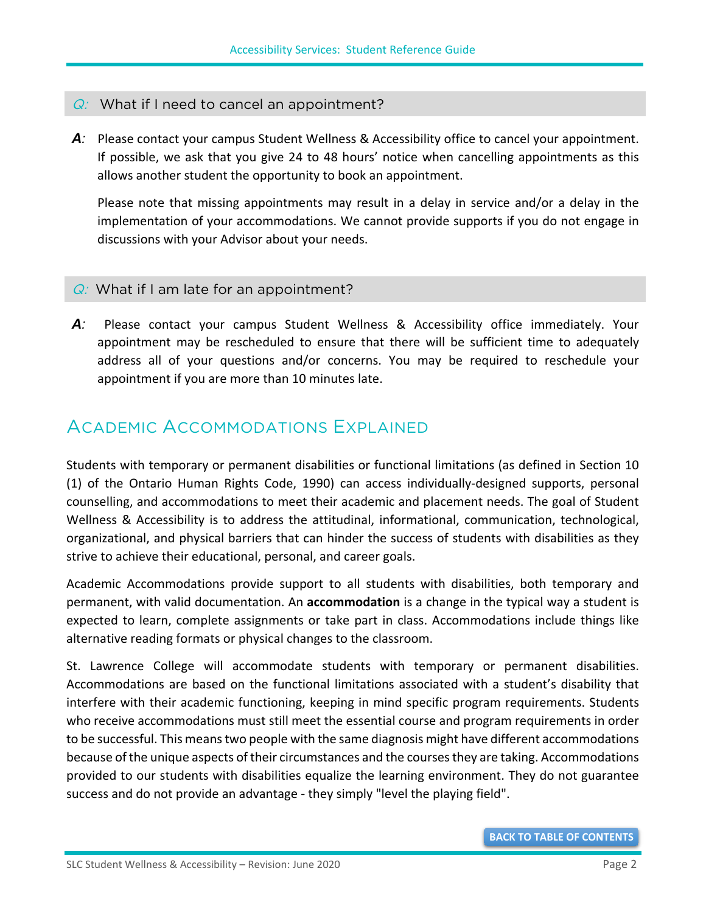**Q:** What if I need to cancel an appointment?

**A:** Please contact your campus Student Wellness & Accessibility office to cancel your appointment. If possible, we ask that you give 24 to 48 hours' notice when cancelling appointments as this allows another student the opportunity to book an appointment.

Please note that missing appointments may result in a delay in service and/or a delay in the implementation of your accommodations. We cannot provide supports if you do not engage in discussions with your Advisor about your needs.

**Q:** What if I am late for an appointment?

**A:** Please contact your campus Student Wellness & Accessibility office immediately. Your appointment may be rescheduled to ensure that there will be sufficient time to adequately address all of your questions and/or concerns. You may be required to reschedule your appointment if you are more than 10 minutes late.

## Academic Accommodations Explained

Students with temporary or permanent disabilities or functional limitations (as defined in Section 10 (1) of the Ontario Human Rights Code, 1990) can access individually-designed supports, personal counselling, and accommodations to meet their academic and placement needs. The goal of Student Wellness & Accessibility is to address the attitudinal, informational, communication, technological, organizational, and physical barriers that can hinder the success of students with disabilities as they strive to achieve their educational, personal, and career goals.

Academic Accommodations provide support to all students with disabilities, both temporary and permanent, with valid documentation. An **accommodation** is a change in the typical way a student is expected to learn, complete assignments or take part in class. Accommodations include things like alternative reading formats or physical changes to the classroom.

St. Lawrence College will accommodate students with temporary or permanent disabilities. Accommodations are based on the functional limitations associated with a student's disability that interfere with their academic functioning, keeping in mind specific program requirements. Students who receive accommodations must still meet the essential course and program requirements in order to be successful. This means two people with the same diagnosis might have different accommodations because of the unique aspects of their circumstances and the courses they are taking. Accommodations provided to our students with disabilities equalize the learning environment. They do not guarantee success and do not provide an advantage - they simply "level the playing field".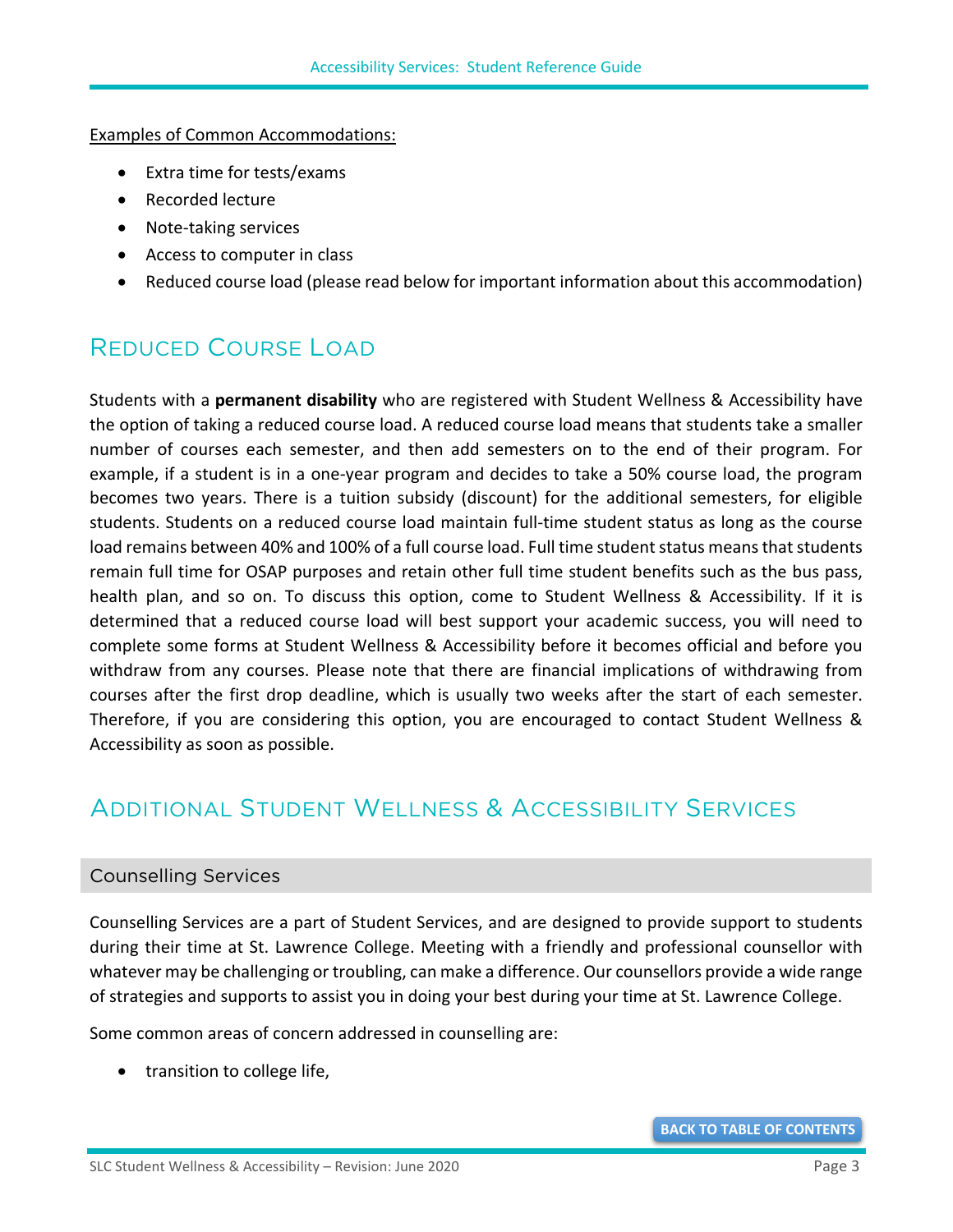<u>Examples of Common Accommodations:</u>

- Extra time for tests/exams
- Recorded lecture
- Note-taking services
- Access to computer in class
- Reduced course load (please read below for important information about this accommodation)

## Reduced Course Load

Students with a **permanent disability** who are registered with Student Wellness & Accessibility have the option of taking a reduced course load. A reduced course load means that students take a smaller number of courses each semester, and then add semesters on to the end of their program. For example, if a student is in a one-year program and decides to take a 50% course load, the program becomes two years. There is a tuition subsidy (discount) for the additional semesters, for eligible students. Students on a reduced course load maintain full-time student status as long as the course load remains between 40% and 100% of a full course load. Full time student status means that students remain full time for OSAP purposes and retain other full time student benefits such as the bus pass, health plan, and so on. To discuss this option, come to Student Wellness & Accessibility. If it is determined that a reduced course load will best support your academic success, you will need to complete some forms at Student Wellness & Accessibility before it becomes official and before you withdraw from any courses. Please note that there are financial implications of withdrawing from courses after the first drop deadline, which is usually two weeks after the start of each semester. Therefore, if you are considering this option, you are encouraged to contact Student Wellness & Accessibility as soon as possible.

## Additional Student Wellness & Accessibility Services

### Counselling Services

Counselling Services are a part of Student Services, and are designed to provide support to students during their time at St. Lawrence College. Meeting with a friendly and professional counsellor with whatever may be challenging or troubling, can make a difference. Our counsellors provide a wide range of strategies and supports to assist you in doing your best during your time at St. Lawrence College.

Some common areas of concern addressed in counselling are:

- transition to college life,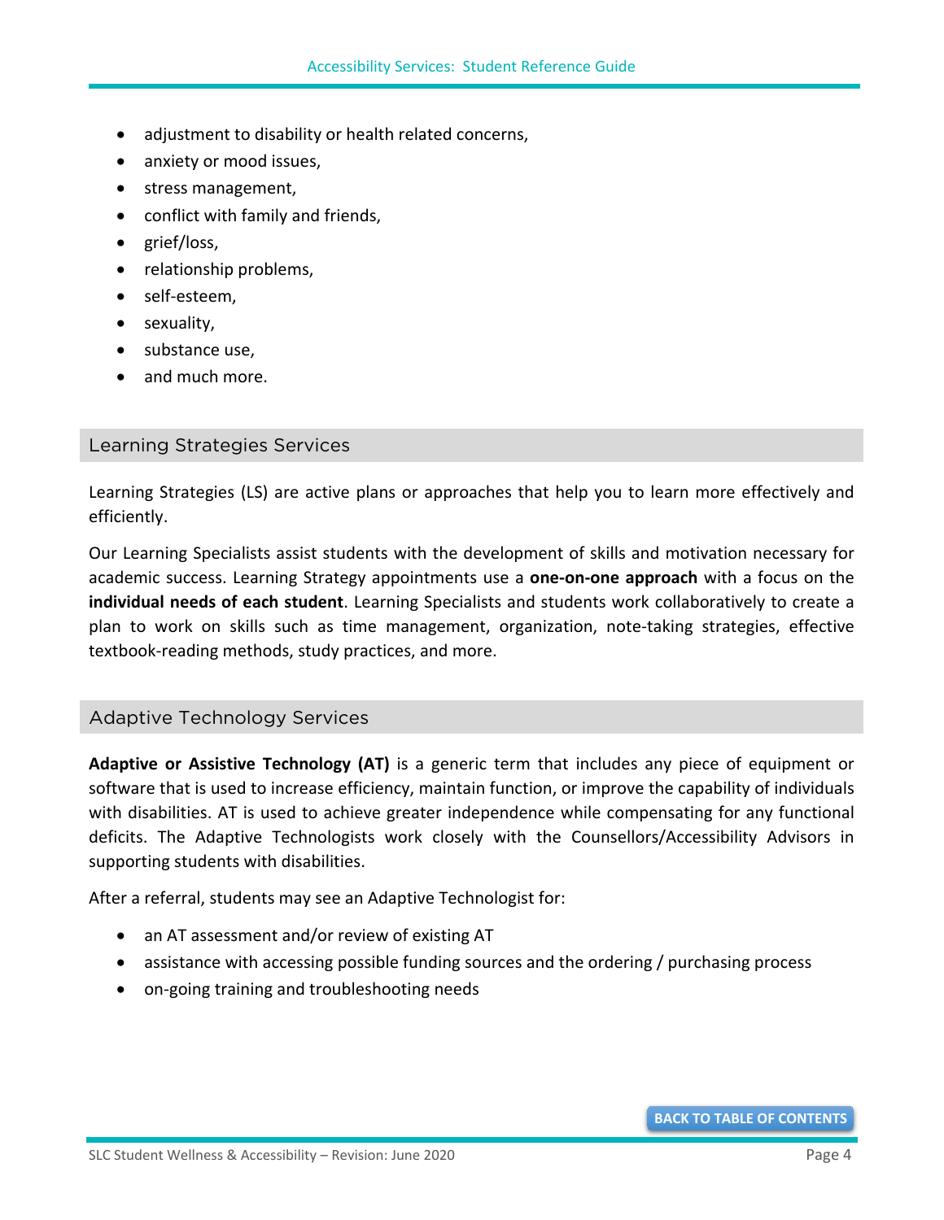- adjustment to disability or health related concerns,
- anxiety or mood issues,
- stress management,
- conflict with family and friends,
- grief/loss,
- relationship problems,
- self-esteem,
- sexuality,
- substance use,
- and much more.

## Learning Strategies Services

Learning Strategies (LS) are active plans or approaches that help you to learn more effectively and efficiently.

Our Learning Specialists assist students with the development of skills and motivation necessary for academic success. Learning Strategy appointments use a **one-on-one approach** with a focus on the **individual needs of each student**. Learning Specialists and students work collaboratively to create a plan to work on skills such as time management, organization, note-taking strategies, effective textbook-reading methods, study practices, and more.

## Adaptive Technology Services

**Adaptive or Assistive Technology (AT)** is a generic term that includes any piece of equipment or software that is used to increase efficiency, maintain function, or improve the capability of individuals with disabilities. AT is used to achieve greater independence while compensating for any functional deficits. The Adaptive Technologists work closely with the Counsellors/Accessibility Advisors in supporting students with disabilities.

After a referral, students may see an Adaptive Technologist for:

- an AT assessment and/or review of existing AT
- assistance with accessing possible funding sources and the ordering / purchasing process
- on-going training and troubleshooting needs

BACK TO TABLE OF CONTENTS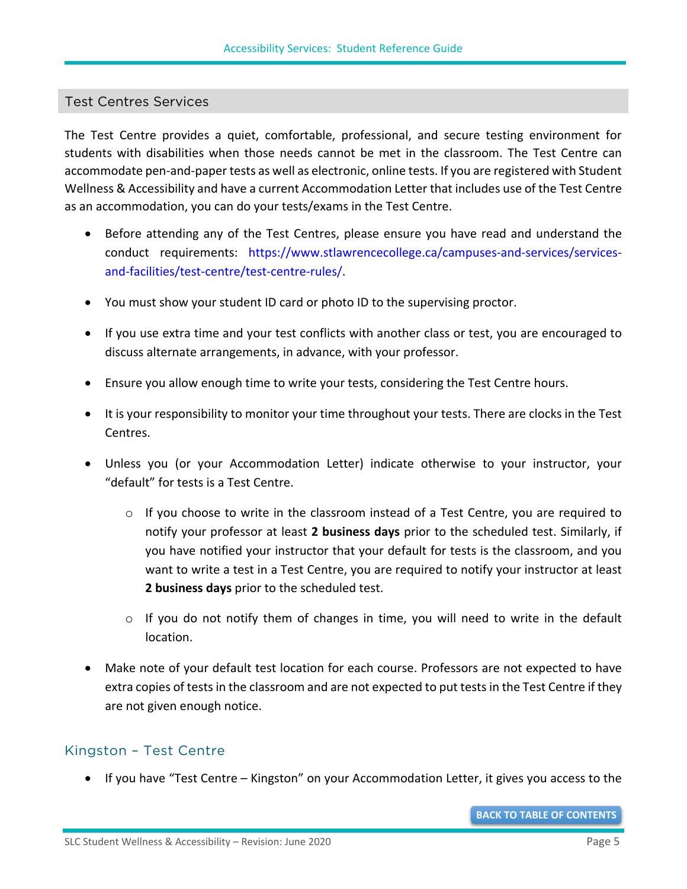## Test Centres Services

The Test Centre provides a quiet, comfortable, professional, and secure testing environment for students with disabilities when those needs cannot be met in the classroom. The Test Centre can accommodate pen-and-paper tests as well as electronic, online tests. If you are registered with Student Wellness & Accessibility and have a current Accommodation Letter that includes use of the Test Centre as an accommodation, you can do your tests/exams in the Test Centre.

- Before attending any of the Test Centres, please ensure you have read and understand the conduct requirements: https://www.stlawrencecollege.ca/campuses-and-services/services-and-facilities/test-centre/test-centre-rules/.
- You must show your student ID card or photo ID to the supervising proctor.
- If you use extra time and your test conflicts with another class or test, you are encouraged to discuss alternate arrangements, in advance, with your professor.
- Ensure you allow enough time to write your tests, considering the Test Centre hours.
- It is your responsibility to monitor your time throughout your tests. There are clocks in the Test Centres.
- Unless you (or your Accommodation Letter) indicate otherwise to your instructor, your "default" for tests is a Test Centre.
  - If you choose to write in the classroom instead of a Test Centre, you are required to notify your professor at least **2 business days** prior to the scheduled test. Similarly, if you have notified your instructor that your default for tests is the classroom, and you want to write a test in a Test Centre, you are required to notify your instructor at least **2 business days** prior to the scheduled test.
  - If you do not notify them of changes in time, you will need to write in the default location.
- Make note of your default test location for each course. Professors are not expected to have extra copies of tests in the classroom and are not expected to put tests in the Test Centre if they are not given enough notice.

### Kingston – Test Centre

- If you have "Test Centre – Kingston" on your Accommodation Letter, it gives you access to the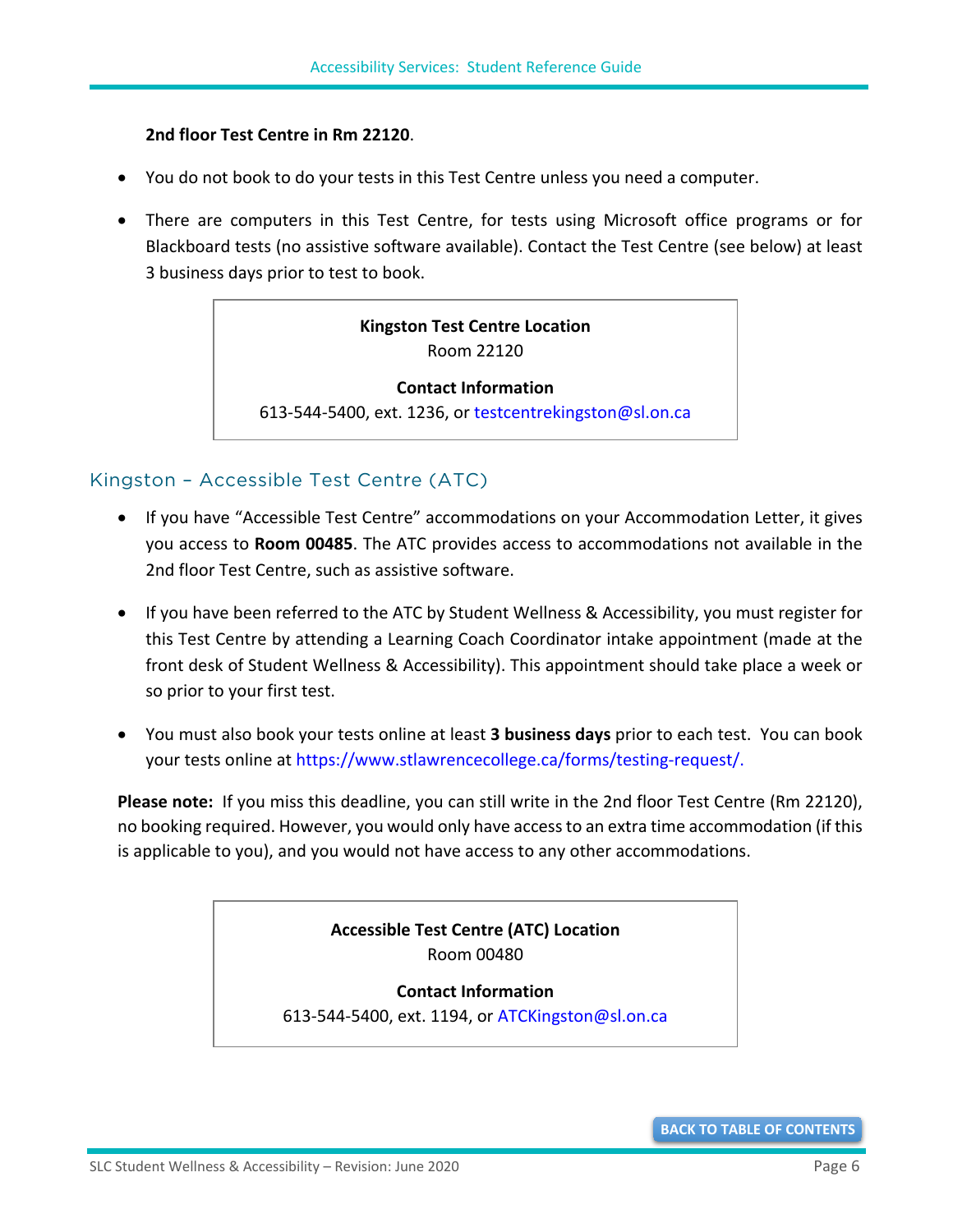**2nd floor Test Centre in Rm 22120**.

- You do not book to do your tests in this Test Centre unless you need a computer.
- There are computers in this Test Centre, for tests using Microsoft office programs or for Blackboard tests (no assistive software available). Contact the Test Centre (see below) at least 3 business days prior to test to book.

**Kingston Test Centre Location**
Room 22120

**Contact Information**
613-544-5400, ext. 1236, or testcentrekingston@sl.on.ca

## Kingston – Accessible Test Centre (ATC)

- If you have "Accessible Test Centre" accommodations on your Accommodation Letter, it gives you access to **Room 00485**. The ATC provides access to accommodations not available in the 2nd floor Test Centre, such as assistive software.
- If you have been referred to the ATC by Student Wellness & Accessibility, you must register for this Test Centre by attending a Learning Coach Coordinator intake appointment (made at the front desk of Student Wellness & Accessibility). This appointment should take place a week or so prior to your first test.
- You must also book your tests online at least **3 business days** prior to each test. You can book your tests online at https://www.stlawrencecollege.ca/forms/testing-request/.

**Please note:** If you miss this deadline, you can still write in the 2nd floor Test Centre (Rm 22120), no booking required. However, you would only have access to an extra time accommodation (if this is applicable to you), and you would not have access to any other accommodations.

**Accessible Test Centre (ATC) Location**
Room 00480

**Contact Information**
613-544-5400, ext. 1194, or ATCKingston@sl.on.ca

BACK TO TABLE OF CONTENTS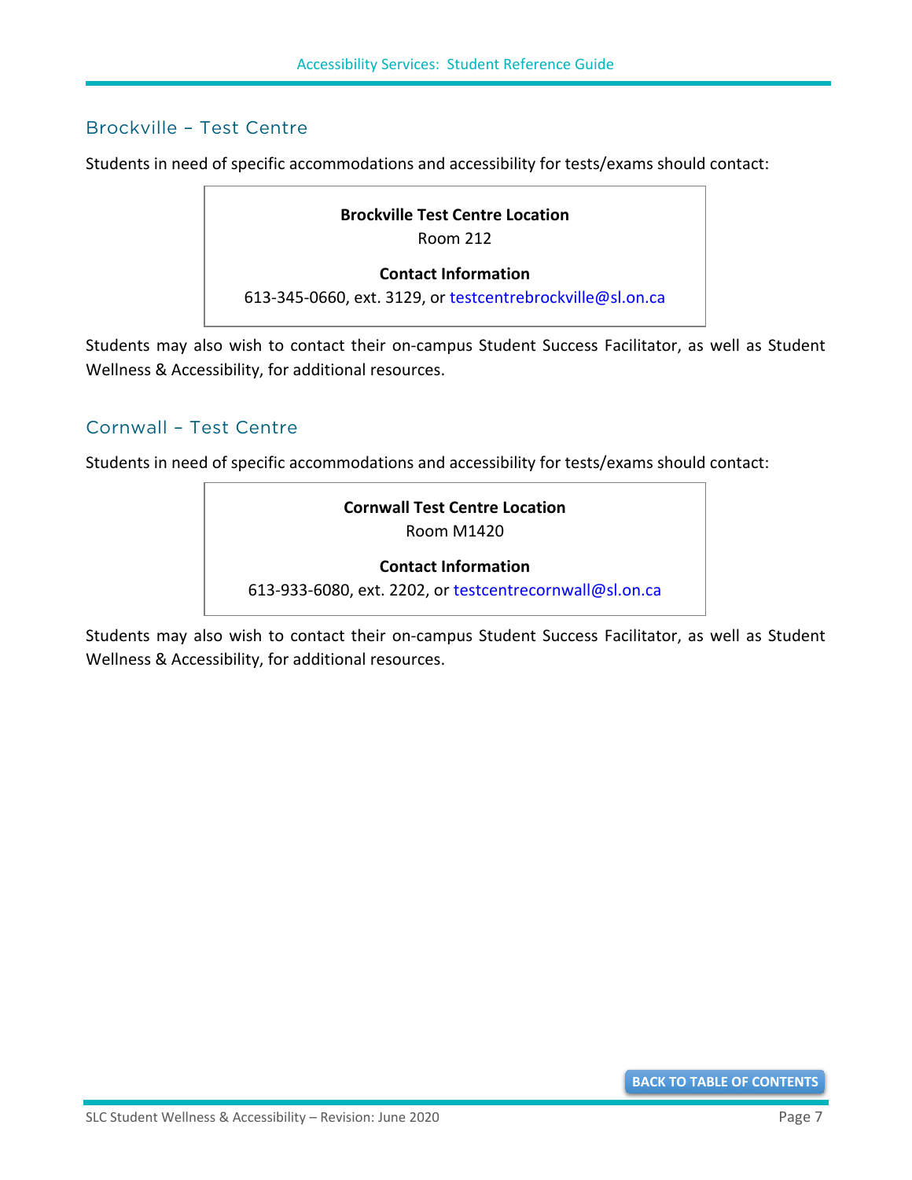## Brockville – Test Centre

Students in need of specific accommodations and accessibility for tests/exams should contact:

> **Brockville Test Centre Location**
> Room 212
>
> **Contact Information**
> 613-345-0660, ext. 3129, or testcentrebrockville@sl.on.ca

Students may also wish to contact their on-campus Student Success Facilitator, as well as Student Wellness & Accessibility, for additional resources.

## Cornwall – Test Centre

Students in need of specific accommodations and accessibility for tests/exams should contact:

> **Cornwall Test Centre Location**
> Room M1420
>
> **Contact Information**
> 613-933-6080, ext. 2202, or testcentrecornwall@sl.on.ca

Students may also wish to contact their on-campus Student Success Facilitator, as well as Student Wellness & Accessibility, for additional resources.

BACK TO TABLE OF CONTENTS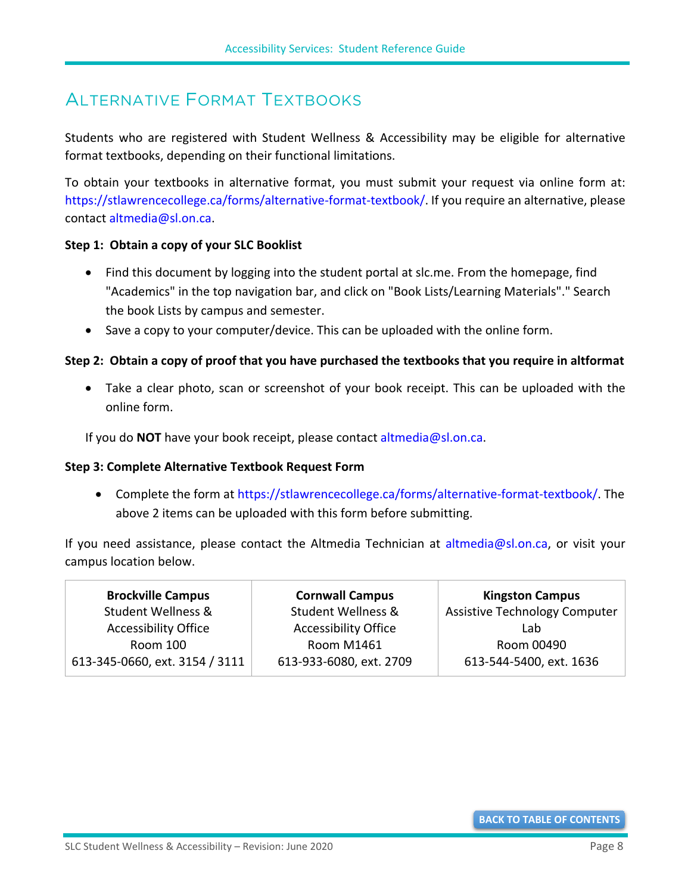# Alternative Format Textbooks

Students who are registered with Student Wellness & Accessibility may be eligible for alternative format textbooks, depending on their functional limitations.

To obtain your textbooks in alternative format, you must submit your request via online form at: https://stlawrencecollege.ca/forms/alternative-format-textbook/. If you require an alternative, please contact altmedia@sl.on.ca.

**Step 1: Obtain a copy of your SLC Booklist**

- Find this document by logging into the student portal at slc.me. From the homepage, find "Academics" in the top navigation bar, and click on "Book Lists/Learning Materials"." Search the book Lists by campus and semester.
- Save a copy to your computer/device. This can be uploaded with the online form.

**Step 2: Obtain a copy of proof that you have purchased the textbooks that you require in altformat**

- Take a clear photo, scan or screenshot of your book receipt. This can be uploaded with the online form.

If you do **NOT** have your book receipt, please contact altmedia@sl.on.ca.

**Step 3: Complete Alternative Textbook Request Form**

- Complete the form at https://stlawrencecollege.ca/forms/alternative-format-textbook/. The above 2 items can be uploaded with this form before submitting.

If you need assistance, please contact the Altmedia Technician at altmedia@sl.on.ca, or visit your campus location below.

| **Brockville Campus** | **Cornwall Campus** | **Kingston Campus** |
| --- | --- | --- |
| Student Wellness & Accessibility Office | Student Wellness & Accessibility Office | Assistive Technology Computer Lab |
| Room 100 | Room M1461 | Room 00490 |
| 613-345-0660, ext. 3154 / 3111 | 613-933-6080, ext. 2709 | 613-544-5400, ext. 1636 |

BACK TO TABLE OF CONTENTS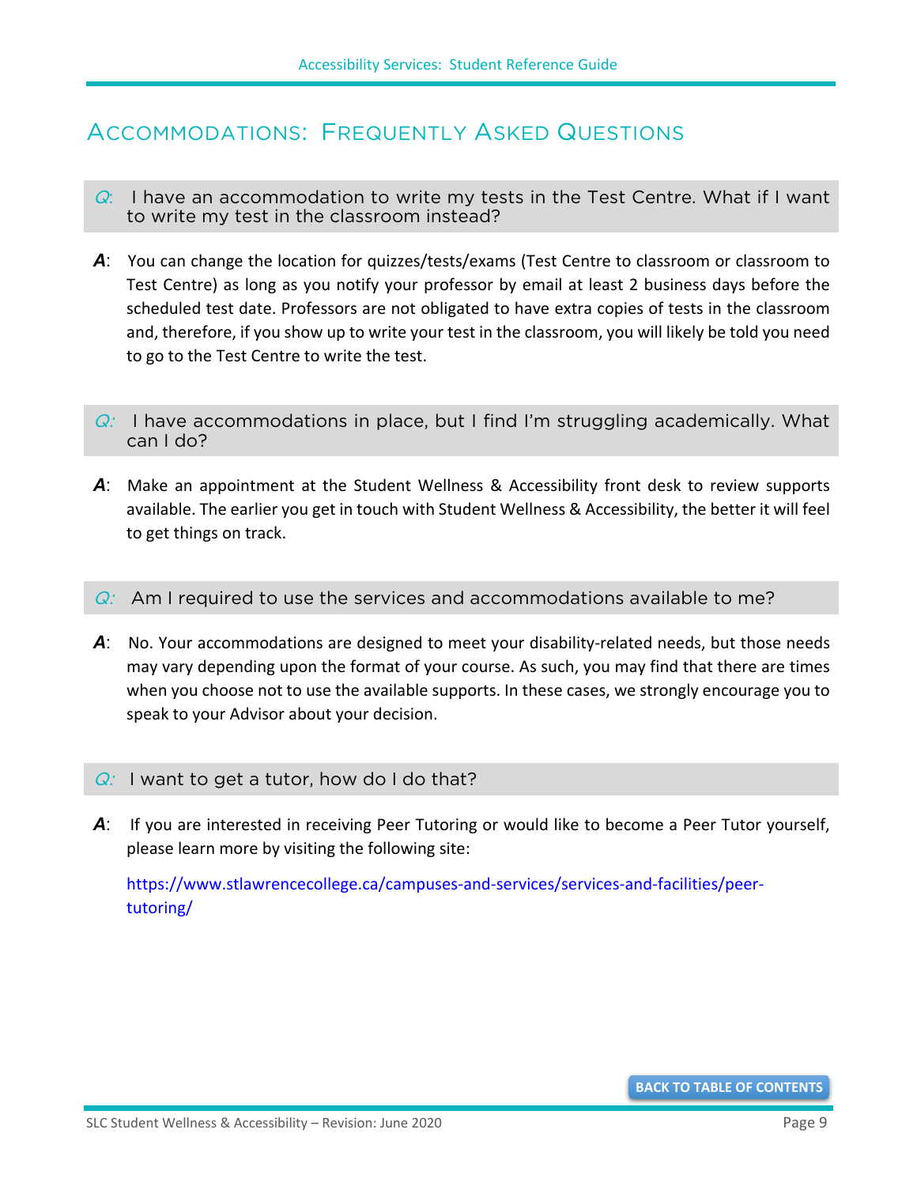# Accommodations: Frequently Asked Questions

**Q:** I have an accommodation to write my tests in the Test Centre. What if I want to write my test in the classroom instead?

**A:** You can change the location for quizzes/tests/exams (Test Centre to classroom or classroom to Test Centre) as long as you notify your professor by email at least 2 business days before the scheduled test date. Professors are not obligated to have extra copies of tests in the classroom and, therefore, if you show up to write your test in the classroom, you will likely be told you need to go to the Test Centre to write the test.

**Q:** I have accommodations in place, but I find I'm struggling academically. What can I do?

**A:** Make an appointment at the Student Wellness & Accessibility front desk to review supports available. The earlier you get in touch with Student Wellness & Accessibility, the better it will feel to get things on track.

**Q:** Am I required to use the services and accommodations available to me?

**A:** No. Your accommodations are designed to meet your disability-related needs, but those needs may vary depending upon the format of your course. As such, you may find that there are times when you choose not to use the available supports. In these cases, we strongly encourage you to speak to your Advisor about your decision.

**Q:** I want to get a tutor, how do I do that?

**A:** If you are interested in receiving Peer Tutoring or would like to become a Peer Tutor yourself, please learn more by visiting the following site:

https://www.stlawrencecollege.ca/campuses-and-services/services-and-facilities/peer-tutoring/

BACK TO TABLE OF CONTENTS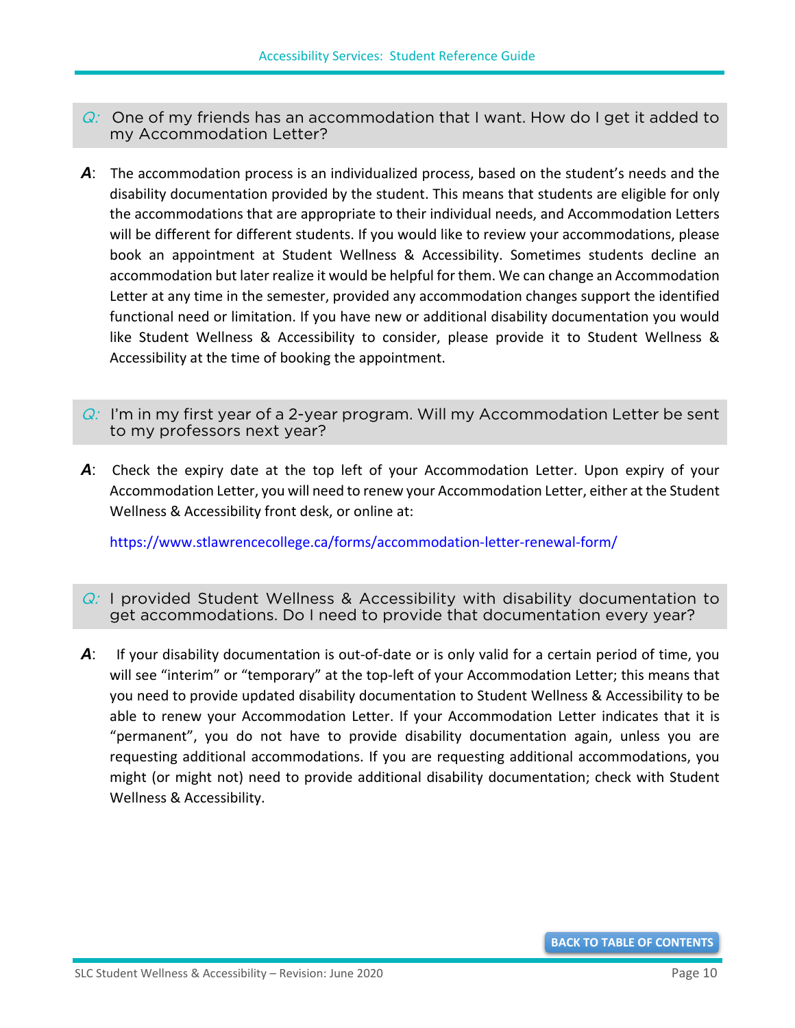***Q:*** One of my friends has an accommodation that I want. How do I get it added to my Accommodation Letter?

***A***: The accommodation process is an individualized process, based on the student's needs and the disability documentation provided by the student. This means that students are eligible for only the accommodations that are appropriate to their individual needs, and Accommodation Letters will be different for different students. If you would like to review your accommodations, please book an appointment at Student Wellness & Accessibility. Sometimes students decline an accommodation but later realize it would be helpful for them. We can change an Accommodation Letter at any time in the semester, provided any accommodation changes support the identified functional need or limitation. If you have new or additional disability documentation you would like Student Wellness & Accessibility to consider, please provide it to Student Wellness & Accessibility at the time of booking the appointment.

***Q:*** I'm in my first year of a 2-year program. Will my Accommodation Letter be sent to my professors next year?

***A***: Check the expiry date at the top left of your Accommodation Letter. Upon expiry of your Accommodation Letter, you will need to renew your Accommodation Letter, either at the Student Wellness & Accessibility front desk, or online at:

https://www.stlawrencecollege.ca/forms/accommodation-letter-renewal-form/

***Q:*** I provided Student Wellness & Accessibility with disability documentation to get accommodations. Do I need to provide that documentation every year?

***A***: If your disability documentation is out-of-date or is only valid for a certain period of time, you will see "interim" or "temporary" at the top-left of your Accommodation Letter; this means that you need to provide updated disability documentation to Student Wellness & Accessibility to be able to renew your Accommodation Letter. If your Accommodation Letter indicates that it is "permanent", you do not have to provide disability documentation again, unless you are requesting additional accommodations. If you are requesting additional accommodations, you might (or might not) need to provide additional disability documentation; check with Student Wellness & Accessibility.

BACK TO TABLE OF CONTENTS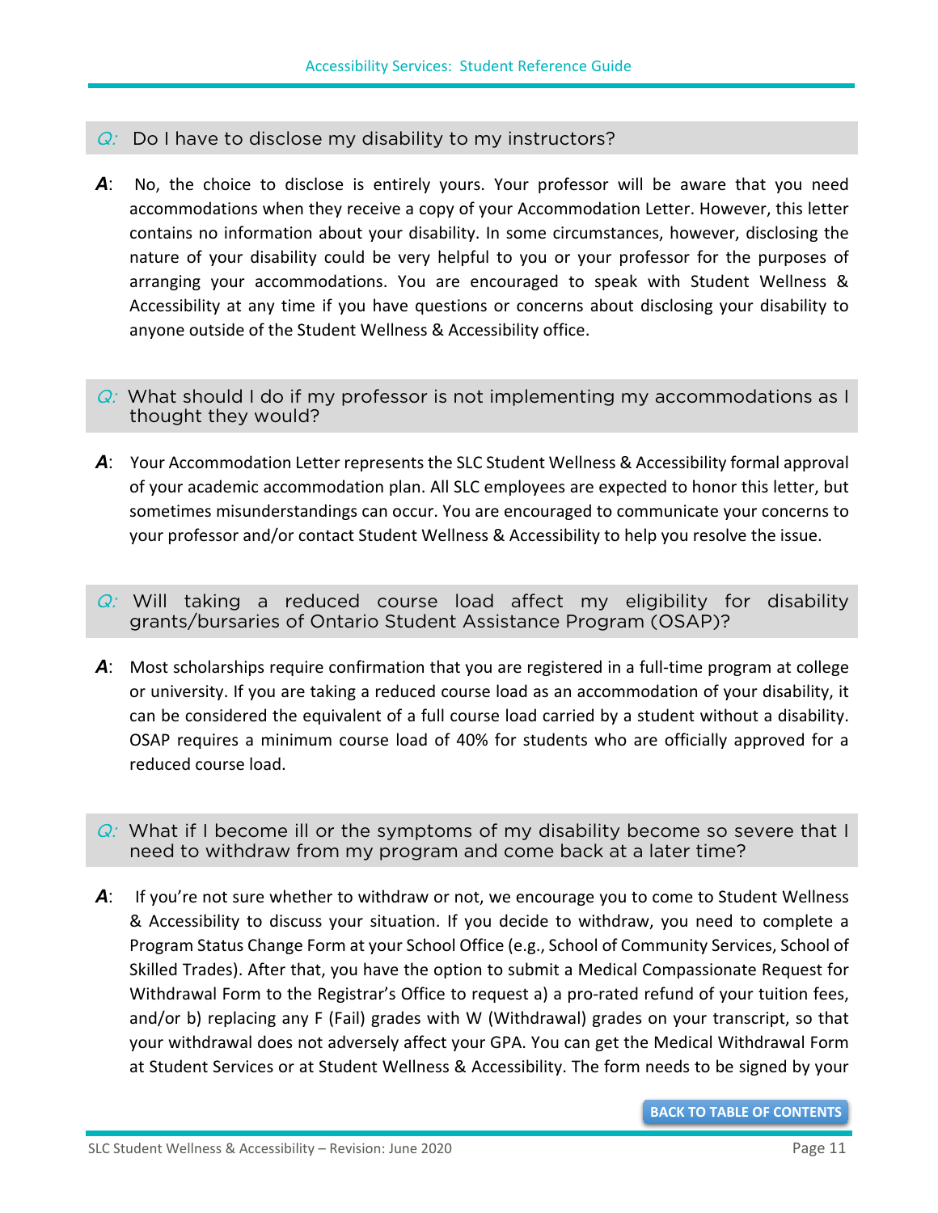*Q:* Do I have to disclose my disability to my instructors?

***A***: No, the choice to disclose is entirely yours. Your professor will be aware that you need accommodations when they receive a copy of your Accommodation Letter. However, this letter contains no information about your disability. In some circumstances, however, disclosing the nature of your disability could be very helpful to you or your professor for the purposes of arranging your accommodations. You are encouraged to speak with Student Wellness & Accessibility at any time if you have questions or concerns about disclosing your disability to anyone outside of the Student Wellness & Accessibility office.

*Q:* What should I do if my professor is not implementing my accommodations as I thought they would?

***A***: Your Accommodation Letter represents the SLC Student Wellness & Accessibility formal approval of your academic accommodation plan. All SLC employees are expected to honor this letter, but sometimes misunderstandings can occur. You are encouraged to communicate your concerns to your professor and/or contact Student Wellness & Accessibility to help you resolve the issue.

*Q:* Will taking a reduced course load affect my eligibility for disability grants/bursaries of Ontario Student Assistance Program (OSAP)?

***A***: Most scholarships require confirmation that you are registered in a full-time program at college or university. If you are taking a reduced course load as an accommodation of your disability, it can be considered the equivalent of a full course load carried by a student without a disability. OSAP requires a minimum course load of 40% for students who are officially approved for a reduced course load.

*Q:* What if I become ill or the symptoms of my disability become so severe that I need to withdraw from my program and come back at a later time?

***A***: If you're not sure whether to withdraw or not, we encourage you to come to Student Wellness & Accessibility to discuss your situation. If you decide to withdraw, you need to complete a Program Status Change Form at your School Office (e.g., School of Community Services, School of Skilled Trades). After that, you have the option to submit a Medical Compassionate Request for Withdrawal Form to the Registrar's Office to request a) a pro-rated refund of your tuition fees, and/or b) replacing any F (Fail) grades with W (Withdrawal) grades on your transcript, so that your withdrawal does not adversely affect your GPA. You can get the Medical Withdrawal Form at Student Services or at Student Wellness & Accessibility. The form needs to be signed by your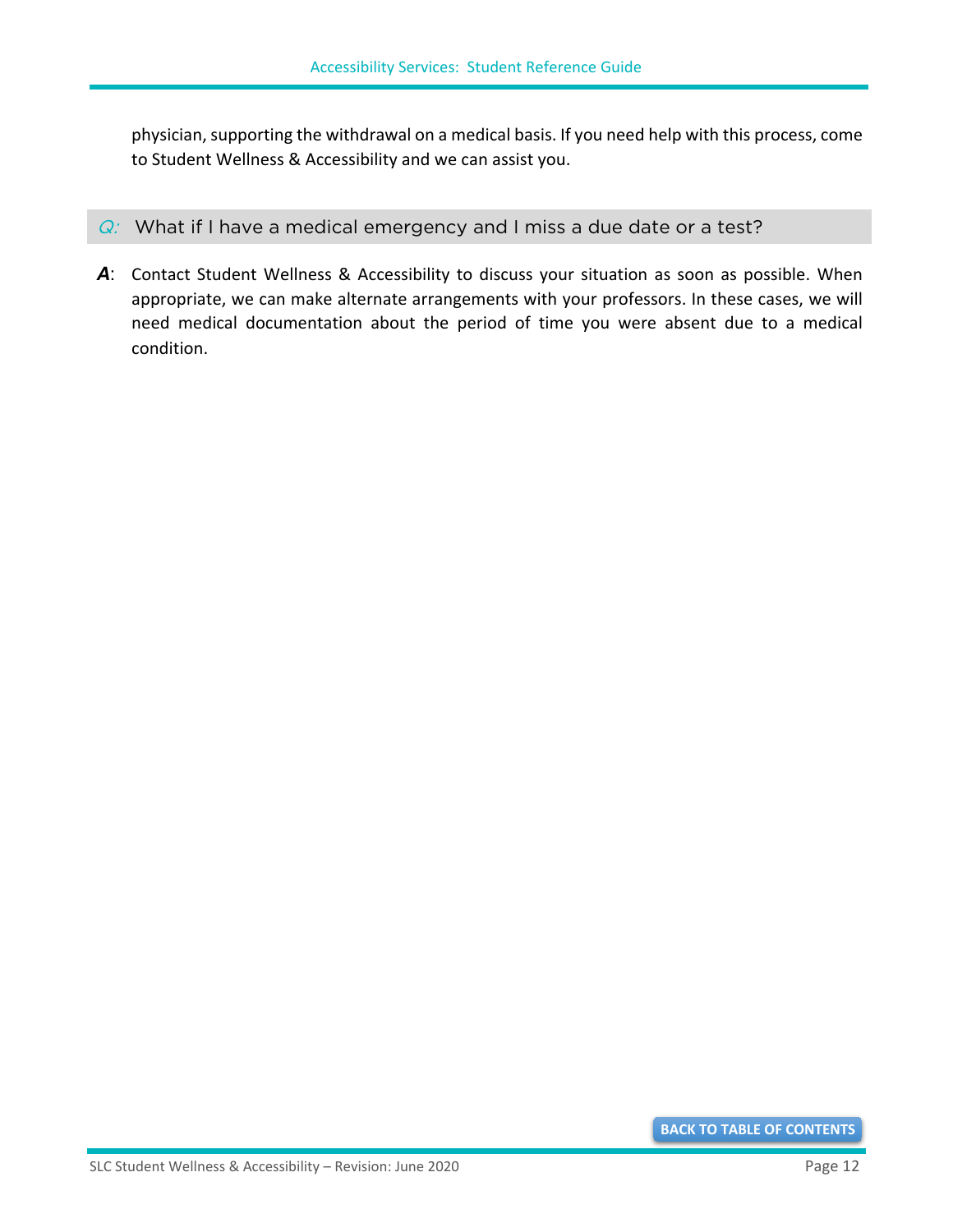physician, supporting the withdrawal on a medical basis. If you need help with this process, come to Student Wellness & Accessibility and we can assist you.

### *Q:* What if I have a medical emergency and I miss a due date or a test?

***A***: Contact Student Wellness & Accessibility to discuss your situation as soon as possible. When appropriate, we can make alternate arrangements with your professors. In these cases, we will need medical documentation about the period of time you were absent due to a medical condition.

**BACK TO TABLE OF CONTENTS**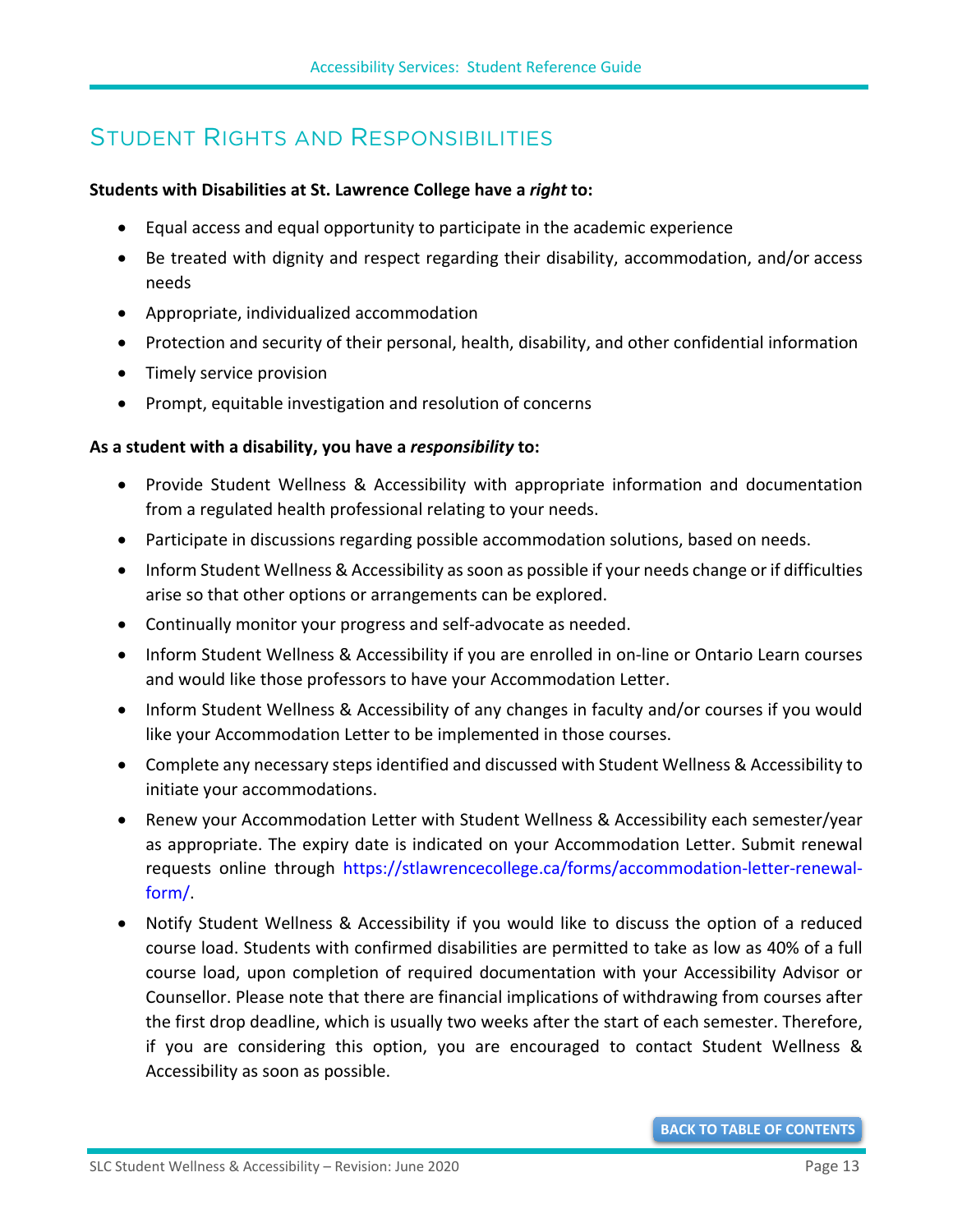## Student Rights and Responsibilities

**Students with Disabilities at St. Lawrence College have a *right* to:**

- Equal access and equal opportunity to participate in the academic experience
- Be treated with dignity and respect regarding their disability, accommodation, and/or access needs
- Appropriate, individualized accommodation
- Protection and security of their personal, health, disability, and other confidential information
- Timely service provision
- Prompt, equitable investigation and resolution of concerns

**As a student with a disability, you have a *responsibility* to:**

- Provide Student Wellness & Accessibility with appropriate information and documentation from a regulated health professional relating to your needs.
- Participate in discussions regarding possible accommodation solutions, based on needs.
- Inform Student Wellness & Accessibility as soon as possible if your needs change or if difficulties arise so that other options or arrangements can be explored.
- Continually monitor your progress and self-advocate as needed.
- Inform Student Wellness & Accessibility if you are enrolled in on-line or Ontario Learn courses and would like those professors to have your Accommodation Letter.
- Inform Student Wellness & Accessibility of any changes in faculty and/or courses if you would like your Accommodation Letter to be implemented in those courses.
- Complete any necessary steps identified and discussed with Student Wellness & Accessibility to initiate your accommodations.
- Renew your Accommodation Letter with Student Wellness & Accessibility each semester/year as appropriate. The expiry date is indicated on your Accommodation Letter. Submit renewal requests online through https://stlawrencecollege.ca/forms/accommodation-letter-renewal-form/.
- Notify Student Wellness & Accessibility if you would like to discuss the option of a reduced course load. Students with confirmed disabilities are permitted to take as low as 40% of a full course load, upon completion of required documentation with your Accessibility Advisor or Counsellor. Please note that there are financial implications of withdrawing from courses after the first drop deadline, which is usually two weeks after the start of each semester. Therefore, if you are considering this option, you are encouraged to contact Student Wellness & Accessibility as soon as possible.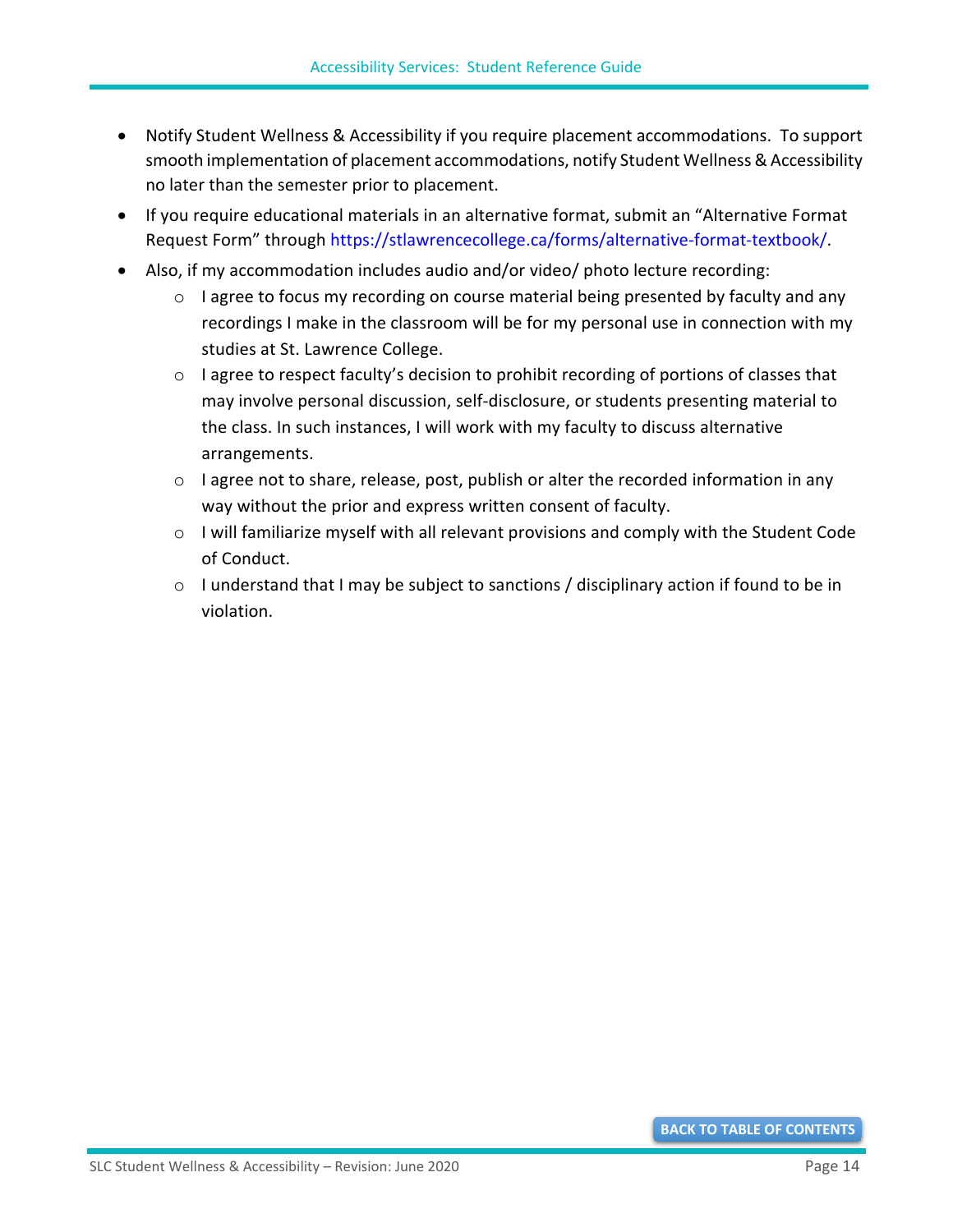- Notify Student Wellness & Accessibility if you require placement accommodations. To support smooth implementation of placement accommodations, notify Student Wellness & Accessibility no later than the semester prior to placement.
- If you require educational materials in an alternative format, submit an "Alternative Format Request Form" through https://stlawrencecollege.ca/forms/alternative-format-textbook/.
- Also, if my accommodation includes audio and/or video/ photo lecture recording:
    - I agree to focus my recording on course material being presented by faculty and any recordings I make in the classroom will be for my personal use in connection with my studies at St. Lawrence College.
    - I agree to respect faculty's decision to prohibit recording of portions of classes that may involve personal discussion, self-disclosure, or students presenting material to the class. In such instances, I will work with my faculty to discuss alternative arrangements.
    - I agree not to share, release, post, publish or alter the recorded information in any way without the prior and express written consent of faculty.
    - I will familiarize myself with all relevant provisions and comply with the Student Code of Conduct.
    - I understand that I may be subject to sanctions / disciplinary action if found to be in violation.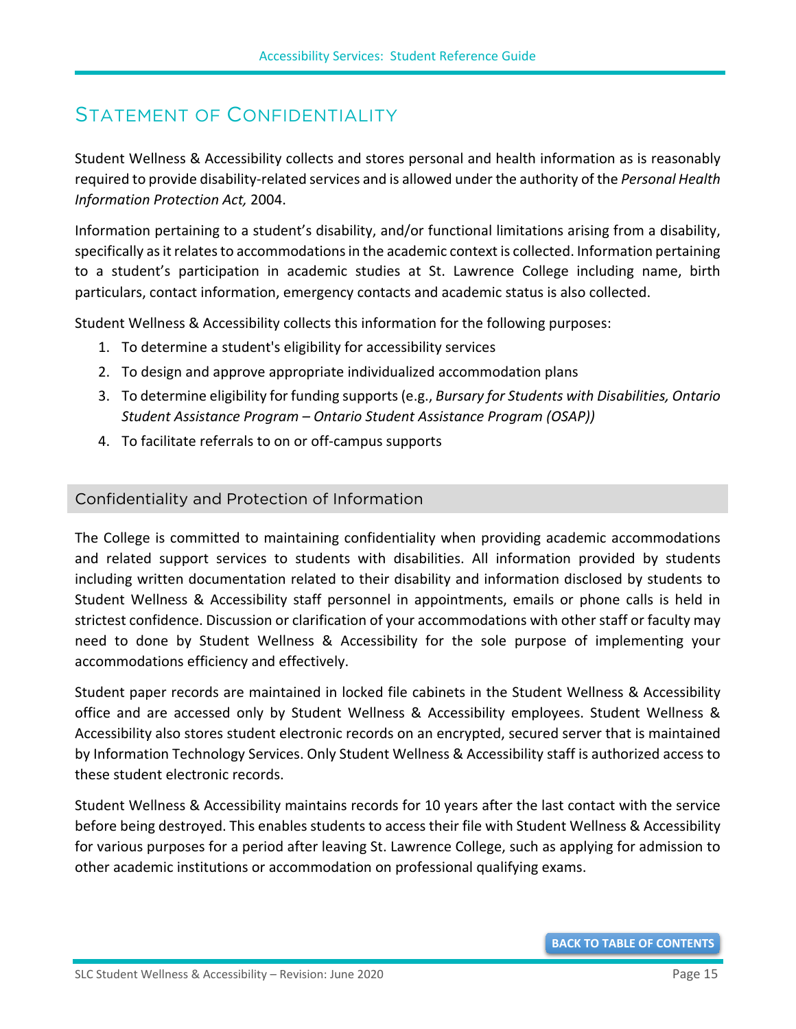# Statement of Confidentiality

Student Wellness & Accessibility collects and stores personal and health information as is reasonably required to provide disability-related services and is allowed under the authority of the *Personal Health Information Protection Act,* 2004.

Information pertaining to a student's disability, and/or functional limitations arising from a disability, specifically as it relates to accommodations in the academic context is collected. Information pertaining to a student's participation in academic studies at St. Lawrence College including name, birth particulars, contact information, emergency contacts and academic status is also collected.

Student Wellness & Accessibility collects this information for the following purposes:

1. To determine a student's eligibility for accessibility services
2. To design and approve appropriate individualized accommodation plans
3. To determine eligibility for funding supports (e.g., *Bursary for Students with Disabilities, Ontario Student Assistance Program – Ontario Student Assistance Program (OSAP))*
4. To facilitate referrals to on or off-campus supports

## Confidentiality and Protection of Information

The College is committed to maintaining confidentiality when providing academic accommodations and related support services to students with disabilities. All information provided by students including written documentation related to their disability and information disclosed by students to Student Wellness & Accessibility staff personnel in appointments, emails or phone calls is held in strictest confidence. Discussion or clarification of your accommodations with other staff or faculty may need to done by Student Wellness & Accessibility for the sole purpose of implementing your accommodations efficiency and effectively.

Student paper records are maintained in locked file cabinets in the Student Wellness & Accessibility office and are accessed only by Student Wellness & Accessibility employees. Student Wellness & Accessibility also stores student electronic records on an encrypted, secured server that is maintained by Information Technology Services. Only Student Wellness & Accessibility staff is authorized access to these student electronic records.

Student Wellness & Accessibility maintains records for 10 years after the last contact with the service before being destroyed. This enables students to access their file with Student Wellness & Accessibility for various purposes for a period after leaving St. Lawrence College, such as applying for admission to other academic institutions or accommodation on professional qualifying exams.

BACK TO TABLE OF CONTENTS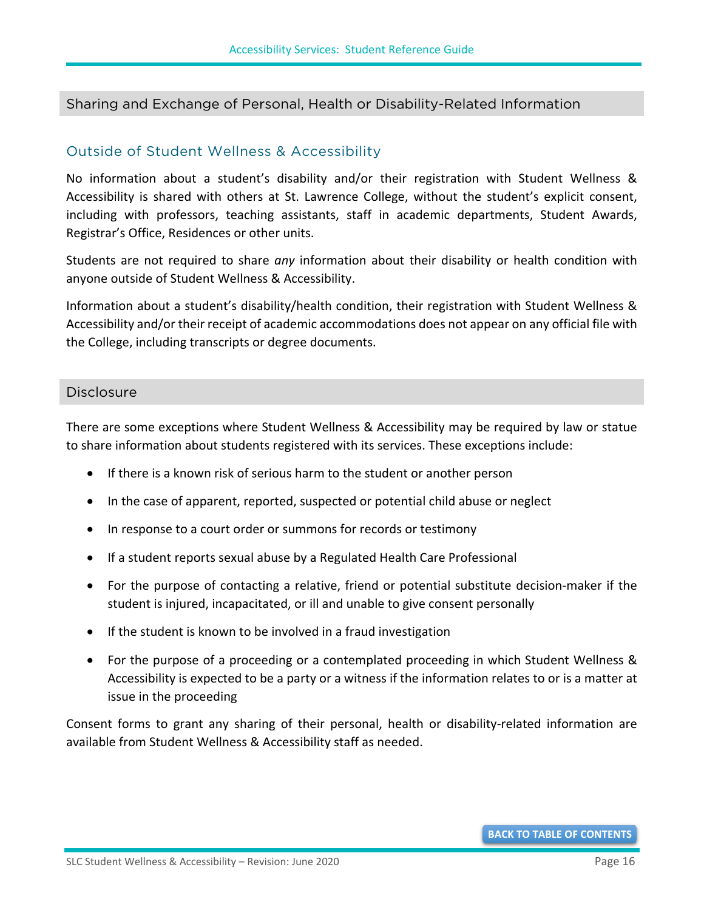## Sharing and Exchange of Personal, Health or Disability-Related Information

### Outside of Student Wellness & Accessibility

No information about a student's disability and/or their registration with Student Wellness & Accessibility is shared with others at St. Lawrence College, without the student's explicit consent, including with professors, teaching assistants, staff in academic departments, Student Awards, Registrar's Office, Residences or other units.

Students are not required to share *any* information about their disability or health condition with anyone outside of Student Wellness & Accessibility.

Information about a student's disability/health condition, their registration with Student Wellness & Accessibility and/or their receipt of academic accommodations does not appear on any official file with the College, including transcripts or degree documents.

## Disclosure

There are some exceptions where Student Wellness & Accessibility may be required by law or statue to share information about students registered with its services. These exceptions include:

- If there is a known risk of serious harm to the student or another person
- In the case of apparent, reported, suspected or potential child abuse or neglect
- In response to a court order or summons for records or testimony
- If a student reports sexual abuse by a Regulated Health Care Professional
- For the purpose of contacting a relative, friend or potential substitute decision-maker if the student is injured, incapacitated, or ill and unable to give consent personally
- If the student is known to be involved in a fraud investigation
- For the purpose of a proceeding or a contemplated proceeding in which Student Wellness & Accessibility is expected to be a party or a witness if the information relates to or is a matter at issue in the proceeding

Consent forms to grant any sharing of their personal, health or disability-related information are available from Student Wellness & Accessibility staff as needed.

BACK TO TABLE OF CONTENTS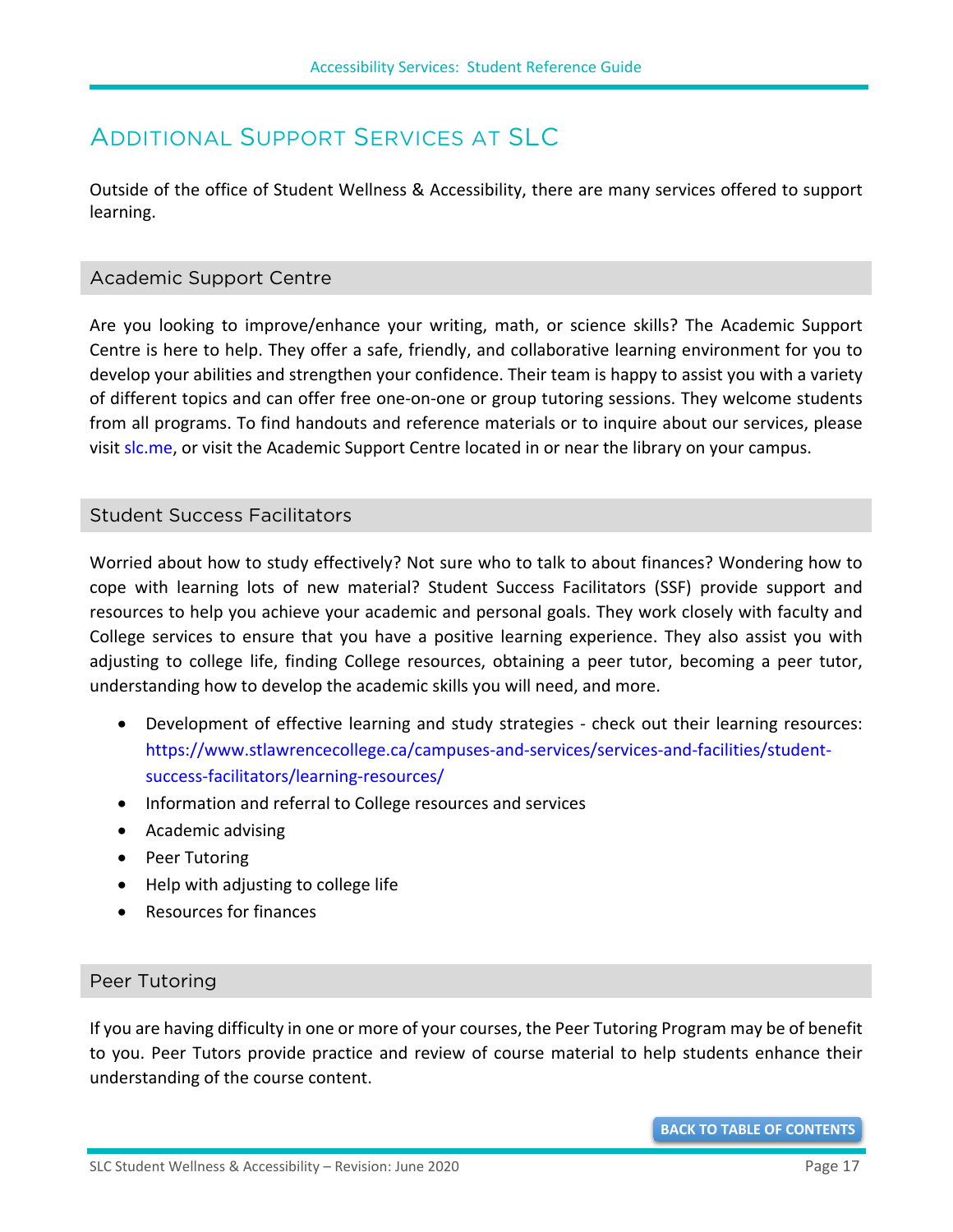# Additional Support Services at SLC

Outside of the office of Student Wellness & Accessibility, there are many services offered to support learning.

## Academic Support Centre

Are you looking to improve/enhance your writing, math, or science skills? The Academic Support Centre is here to help. They offer a safe, friendly, and collaborative learning environment for you to develop your abilities and strengthen your confidence. Their team is happy to assist you with a variety of different topics and can offer free one-on-one or group tutoring sessions. They welcome students from all programs. To find handouts and reference materials or to inquire about our services, please visit slc.me, or visit the Academic Support Centre located in or near the library on your campus.

## Student Success Facilitators

Worried about how to study effectively? Not sure who to talk to about finances? Wondering how to cope with learning lots of new material? Student Success Facilitators (SSF) provide support and resources to help you achieve your academic and personal goals. They work closely with faculty and College services to ensure that you have a positive learning experience. They also assist you with adjusting to college life, finding College resources, obtaining a peer tutor, becoming a peer tutor, understanding how to develop the academic skills you will need, and more.

- Development of effective learning and study strategies - check out their learning resources: https://www.stlawrencecollege.ca/campuses-and-services/services-and-facilities/student-success-facilitators/learning-resources/
- Information and referral to College resources and services
- Academic advising
- Peer Tutoring
- Help with adjusting to college life
- Resources for finances

## Peer Tutoring

If you are having difficulty in one or more of your courses, the Peer Tutoring Program may be of benefit to you. Peer Tutors provide practice and review of course material to help students enhance their understanding of the course content.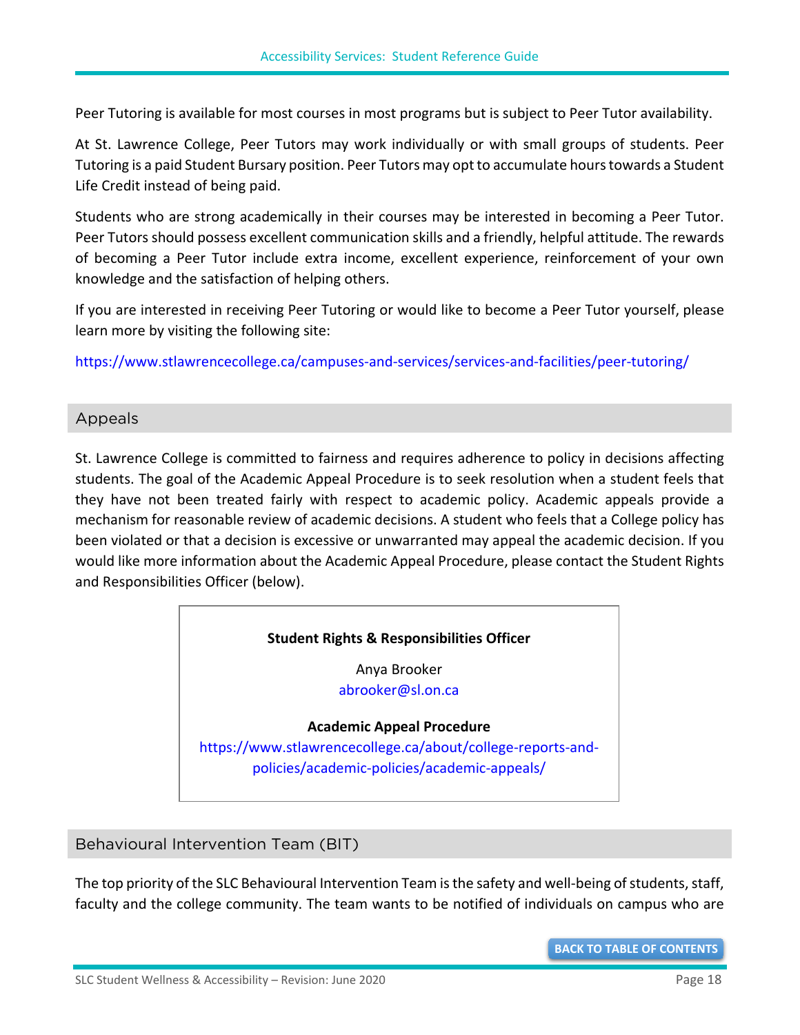Peer Tutoring is available for most courses in most programs but is subject to Peer Tutor availability.

At St. Lawrence College, Peer Tutors may work individually or with small groups of students. Peer Tutoring is a paid Student Bursary position. Peer Tutors may opt to accumulate hours towards a Student Life Credit instead of being paid.

Students who are strong academically in their courses may be interested in becoming a Peer Tutor. Peer Tutors should possess excellent communication skills and a friendly, helpful attitude. The rewards of becoming a Peer Tutor include extra income, excellent experience, reinforcement of your own knowledge and the satisfaction of helping others.

If you are interested in receiving Peer Tutoring or would like to become a Peer Tutor yourself, please learn more by visiting the following site:

https://www.stlawrencecollege.ca/campuses-and-services/services-and-facilities/peer-tutoring/

## Appeals

St. Lawrence College is committed to fairness and requires adherence to policy in decisions affecting students. The goal of the Academic Appeal Procedure is to seek resolution when a student feels that they have not been treated fairly with respect to academic policy. Academic appeals provide a mechanism for reasonable review of academic decisions. A student who feels that a College policy has been violated or that a decision is excessive or unwarranted may appeal the academic decision. If you would like more information about the Academic Appeal Procedure, please contact the Student Rights and Responsibilities Officer (below).

**Student Rights & Responsibilities Officer**

Anya Brooker
abrooker@sl.on.ca

**Academic Appeal Procedure**
https://www.stlawrencecollege.ca/about/college-reports-and-policies/academic-policies/academic-appeals/

## Behavioural Intervention Team (BIT)

The top priority of the SLC Behavioural Intervention Team is the safety and well-being of students, staff, faculty and the college community. The team wants to be notified of individuals on campus who are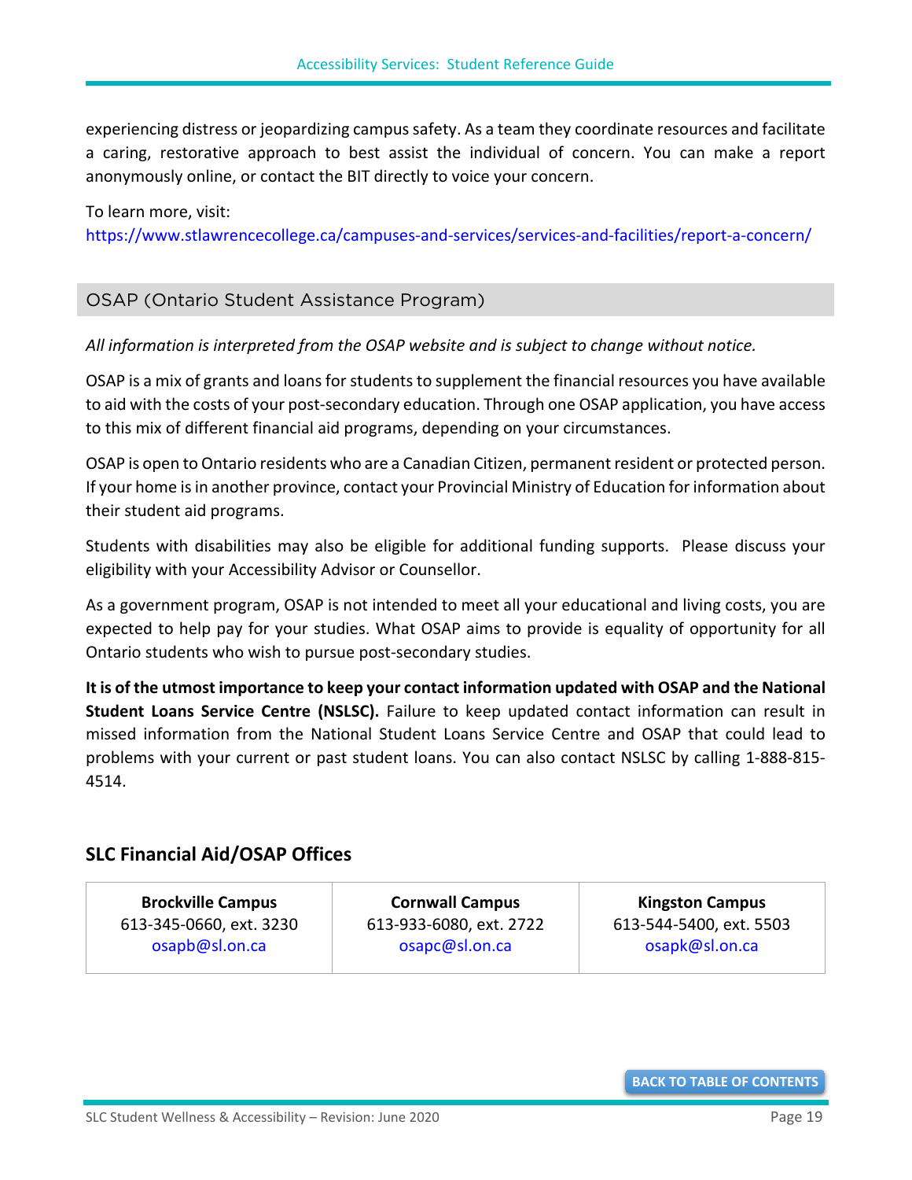experiencing distress or jeopardizing campus safety. As a team they coordinate resources and facilitate a caring, restorative approach to best assist the individual of concern. You can make a report anonymously online, or contact the BIT directly to voice your concern.

To learn more, visit:
https://www.stlawrencecollege.ca/campuses-and-services/services-and-facilities/report-a-concern/

## OSAP (Ontario Student Assistance Program)

*All information is interpreted from the OSAP website and is subject to change without notice.*

OSAP is a mix of grants and loans for students to supplement the financial resources you have available to aid with the costs of your post-secondary education. Through one OSAP application, you have access to this mix of different financial aid programs, depending on your circumstances.

OSAP is open to Ontario residents who are a Canadian Citizen, permanent resident or protected person. If your home is in another province, contact your Provincial Ministry of Education for information about their student aid programs.

Students with disabilities may also be eligible for additional funding supports. Please discuss your eligibility with your Accessibility Advisor or Counsellor.

As a government program, OSAP is not intended to meet all your educational and living costs, you are expected to help pay for your studies. What OSAP aims to provide is equality of opportunity for all Ontario students who wish to pursue post-secondary studies.

**It is of the utmost importance to keep your contact information updated with OSAP and the National Student Loans Service Centre (NSLSC).** Failure to keep updated contact information can result in missed information from the National Student Loans Service Centre and OSAP that could lead to problems with your current or past student loans. You can also contact NSLSC by calling 1-888-815-4514.

### SLC Financial Aid/OSAP Offices

| Brockville Campus | Cornwall Campus | Kingston Campus |
|---|---|---|
| 613-345-0660, ext. 3230 | 613-933-6080, ext. 2722 | 613-544-5400, ext. 5503 |
| osapb@sl.on.ca | osapc@sl.on.ca | osapk@sl.on.ca |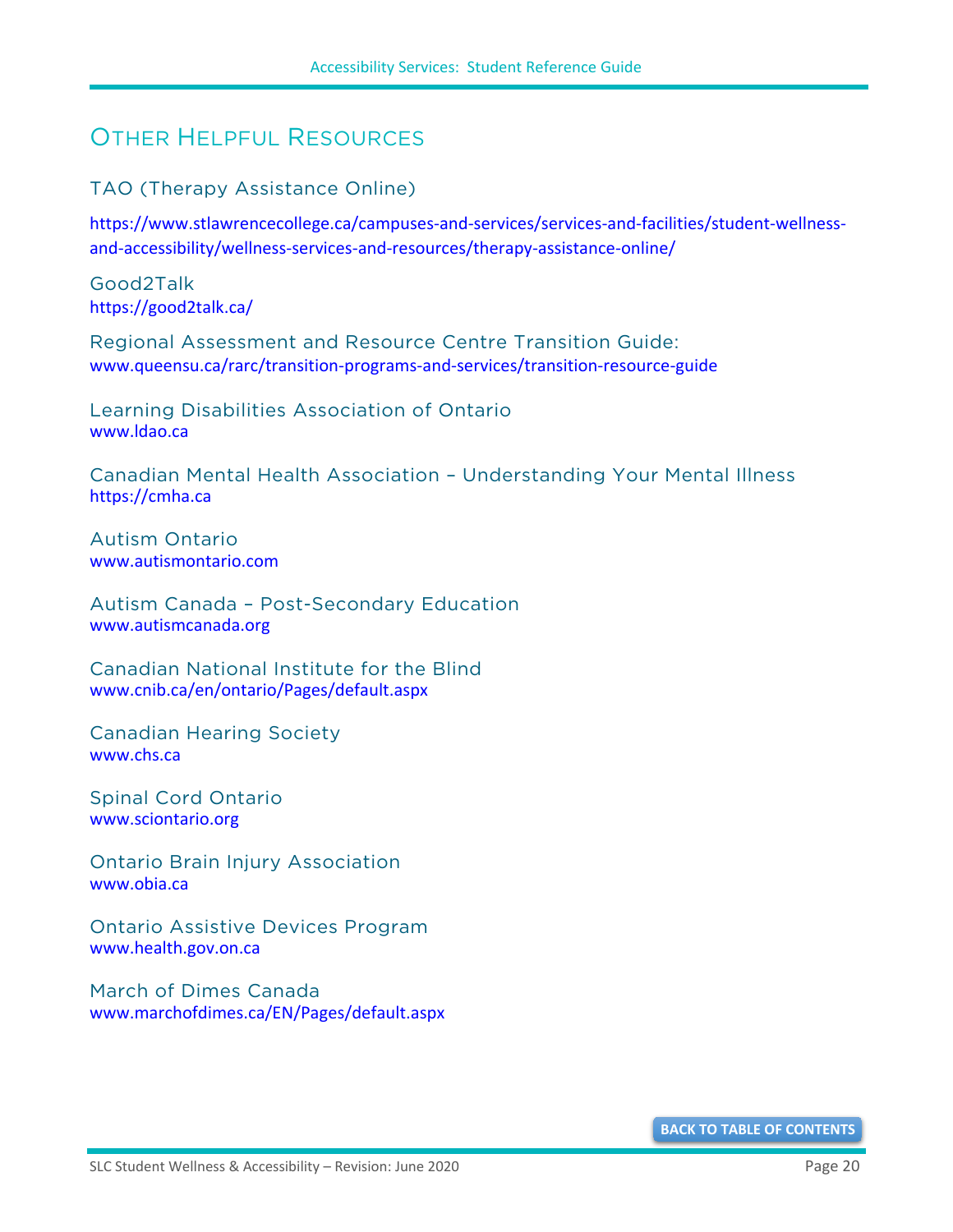# Other Helpful Resources

## TAO (Therapy Assistance Online)

https://www.stlawrencecollege.ca/campuses-and-services/services-and-facilities/student-wellness-and-accessibility/wellness-services-and-resources/therapy-assistance-online/

## Good2Talk

https://good2talk.ca/

## Regional Assessment and Resource Centre Transition Guide:

www.queensu.ca/rarc/transition-programs-and-services/transition-resource-guide

## Learning Disabilities Association of Ontario

www.ldao.ca

## Canadian Mental Health Association – Understanding Your Mental Illness

https://cmha.ca

## Autism Ontario

www.autismontario.com

## Autism Canada – Post-Secondary Education

www.autismcanada.org

## Canadian National Institute for the Blind

www.cnib.ca/en/ontario/Pages/default.aspx

## Canadian Hearing Society

www.chs.ca

## Spinal Cord Ontario

www.sciontario.org

## Ontario Brain Injury Association

www.obia.ca

## Ontario Assistive Devices Program

www.health.gov.on.ca

## March of Dimes Canada

www.marchofdimes.ca/EN/Pages/default.aspx

BACK TO TABLE OF CONTENTS